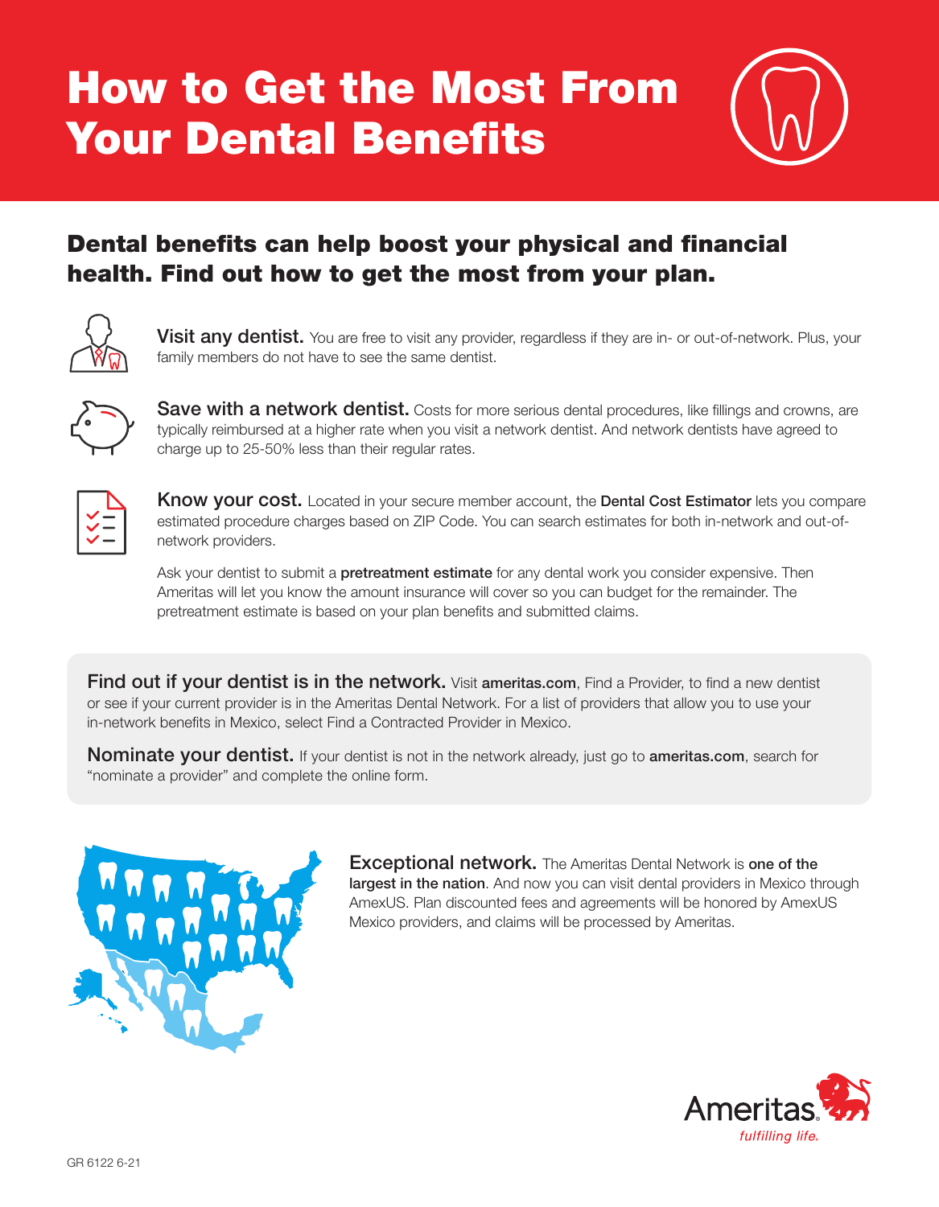# How to Get the Most From Your Dental Benefits

## Dental benefits can help boost your physical and financial health. Find out how to get the most from your plan.

**Visit any dentist.** You are free to visit any provider, regardless if they are in- or out-of-network. Plus, your family members do not have to see the same dentist.

**Save with a network dentist.** Costs for more serious dental procedures, like fillings and crowns, are typically reimbursed at a higher rate when you visit a network dentist. And network dentists have agreed to charge up to 25-50% less than their regular rates.

**Know your cost.** Located in your secure member account, the **Dental Cost Estimator** lets you compare estimated procedure charges based on ZIP Code. You can search estimates for both in-network and out-of-network providers.

Ask your dentist to submit a **pretreatment estimate** for any dental work you consider expensive. Then Ameritas will let you know the amount insurance will cover so you can budget for the remainder. The pretreatment estimate is based on your plan benefits and submitted claims.

**Find out if your dentist is in the network.** Visit **ameritas.com**, Find a Provider, to find a new dentist or see if your current provider is in the Ameritas Dental Network. For a list of providers that allow you to use your in-network benefits in Mexico, select Find a Contracted Provider in Mexico.

**Nominate your dentist.** If your dentist is not in the network already, just go to **ameritas.com**, search for "nominate a provider" and complete the online form.

**Exceptional network.** The Ameritas Dental Network is **one of the largest in the nation**. And now you can visit dental providers in Mexico through AmexUS. Plan discounted fees and agreements will be honored by AmexUS Mexico providers, and claims will be processed by Ameritas.

Ameritas *fulfilling life.*

GR 6122 6-21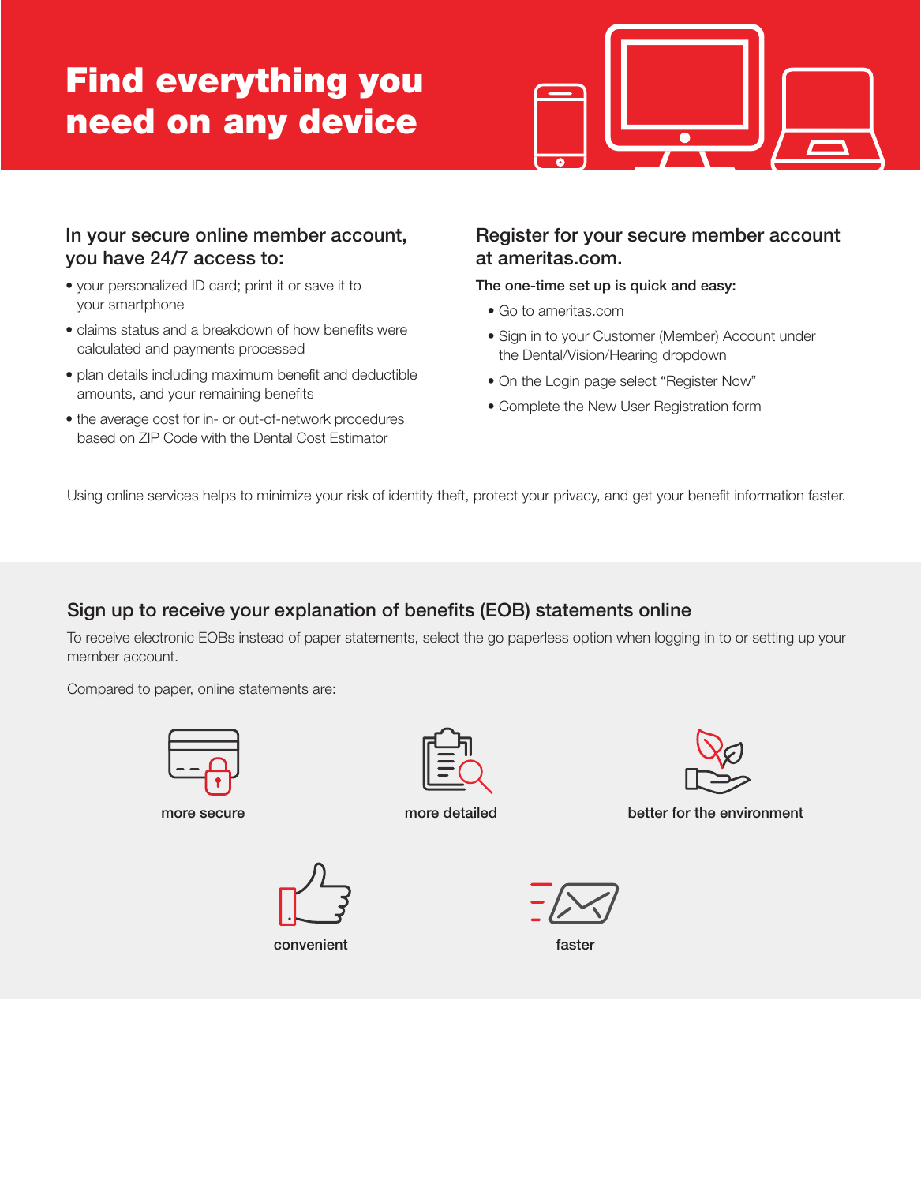# Find everything you need on any device

## In your secure online member account, you have 24/7 access to:

- your personalized ID card; print it or save it to your smartphone
- claims status and a breakdown of how benefits were calculated and payments processed
- plan details including maximum benefit and deductible amounts, and your remaining benefits
- the average cost for in- or out-of-network procedures based on ZIP Code with the Dental Cost Estimator

## Register for your secure member account at ameritas.com.

**The one-time set up is quick and easy:**

- Go to ameritas.com
- Sign in to your Customer (Member) Account under the Dental/Vision/Hearing dropdown
- On the Login page select "Register Now"
- Complete the New User Registration form

Using online services helps to minimize your risk of identity theft, protect your privacy, and get your benefit information faster.

## Sign up to receive your explanation of benefits (EOB) statements online

To receive electronic EOBs instead of paper statements, select the go paperless option when logging in to or setting up your member account.

Compared to paper, online statements are:

- more secure
- more detailed
- better for the environment
- convenient
- faster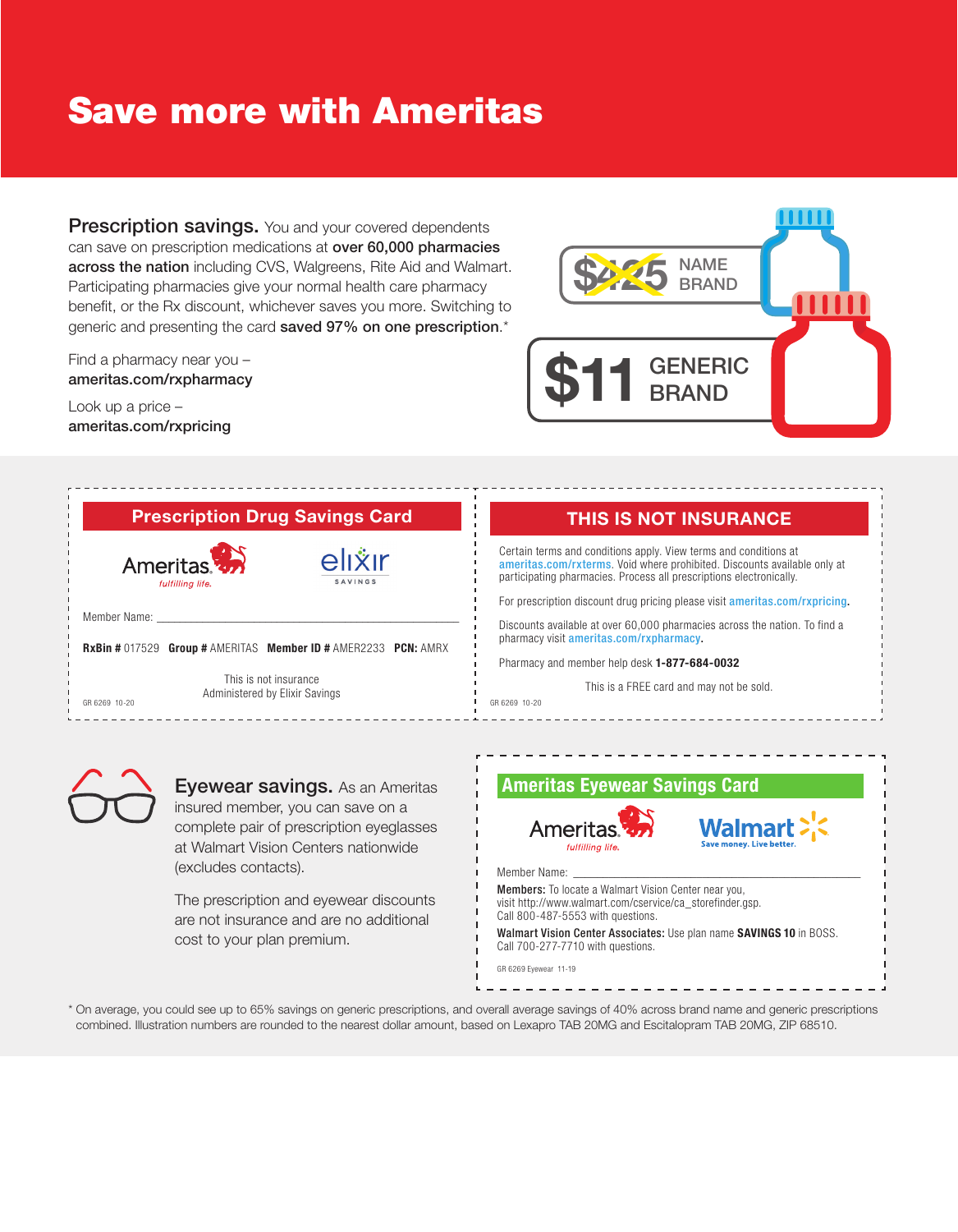# Save more with Ameritas

**Prescription savings.** You and your covered dependents can save on prescription medications at **over 60,000 pharmacies across the nation** including CVS, Walgreens, Rite Aid and Walmart. Participating pharmacies give your normal health care pharmacy benefit, or the Rx discount, whichever saves you more. Switching to generic and presenting the card **saved 97% on one prescription**.*

Find a pharmacy near you – **ameritas.com/rxpharmacy**

Look up a price – **ameritas.com/rxpricing**

~~$425~~ NAME BRAND

$11 GENERIC BRAND

## Prescription Drug Savings Card

Ameritas *fulfilling life.* | elixir SAVINGS

Member Name: ____________________

**RxBin #** 017529 **Group #** AMERITAS **Member ID #** AMER2233 **PCN:** AMRX

This is not insurance
Administered by Elixir Savings

GR 6269 10-20

## THIS IS NOT INSURANCE

Certain terms and conditions apply. View terms and conditions at ameritas.com/rxterms. Void where prohibited. Discounts available only at participating pharmacies. Process all prescriptions electronically.

For prescription discount drug pricing please visit ameritas.com/rxpricing.

Discounts available at over 60,000 pharmacies across the nation. To find a pharmacy visit ameritas.com/rxpharmacy.

Pharmacy and member help desk **1-877-684-0032**

This is a FREE card and may not be sold.

GR 6269 10-20

**Eyewear savings.** As an Ameritas insured member, you can save on a complete pair of prescription eyeglasses at Walmart Vision Centers nationwide (excludes contacts).

The prescription and eyewear discounts are not insurance and are no additional cost to your plan premium.

## Ameritas Eyewear Savings Card

Ameritas *fulfilling life.* | Walmart *Save money. Live better.*

Member Name: ____________________

**Members:** To locate a Walmart Vision Center near you, visit http://www.walmart.com/cservice/ca_storefinder.gsp. Call 800-487-5553 with questions.

**Walmart Vision Center Associates:** Use plan name **SAVINGS 10** in BOSS. Call 700-277-7710 with questions.

GR 6269 Eyewear 11-19

\* On average, you could see up to 65% savings on generic prescriptions, and overall average savings of 40% across brand name and generic prescriptions combined. Illustration numbers are rounded to the nearest dollar amount, based on Lexapro TAB 20MG and Escitalopram TAB 20MG, ZIP 68510.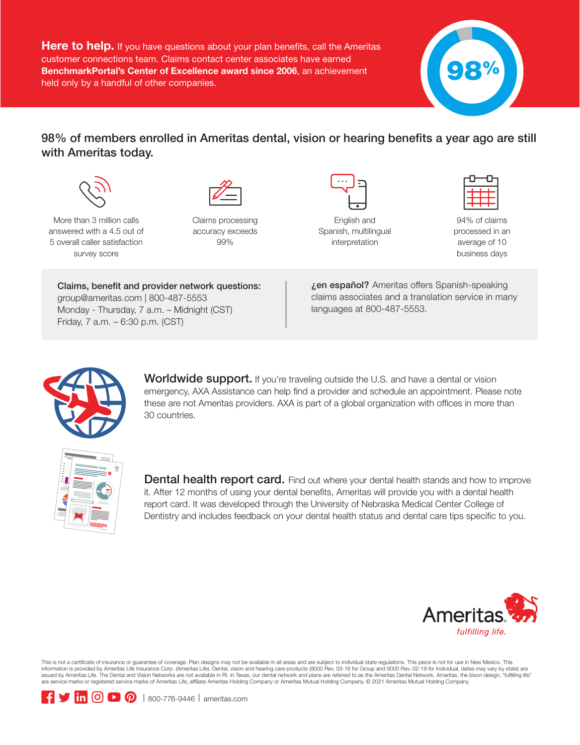**Here to help.** If you have questions about your plan benefits, call the Ameritas customer connections team. Claims contact center associates have earned **BenchmarkPortal's Center of Excellence award since 2006**, an achievement held only by a handful of other companies.

98%

## 98% of members enrolled in Ameritas dental, vision or hearing benefits a year ago are still with Ameritas today.

More than 3 million calls answered with a 4.5 out of 5 overall caller satisfaction survey score

Claims processing accuracy exceeds 99%

English and Spanish, multilingual interpretation

94% of claims processed in an average of 10 business days

**Claims, benefit and provider network questions:**
group@ameritas.com | 800-487-5553
Monday - Thursday, 7 a.m. – Midnight (CST)
Friday, 7 a.m. – 6:30 p.m. (CST)

**¿en español?** Ameritas offers Spanish-speaking claims associates and a translation service in many languages at 800-487-5553.

**Worldwide support.** If you're traveling outside the U.S. and have a dental or vision emergency, AXA Assistance can help find a provider and schedule an appointment. Please note these are not Ameritas providers. AXA is part of a global organization with offices in more than 30 countries.

**Dental health report card.** Find out where your dental health stands and how to improve it. After 12 months of using your dental benefits, Ameritas will provide you with a dental health report card. It was developed through the University of Nebraska Medical Center College of Dentistry and includes feedback on your dental health status and dental care tips specific to you.

Ameritas
*fulfilling life.*

This is not a certificate of insurance or guarantee of coverage. Plan designs may not be available in all areas and are subject to individual state regulations. This piece is not for use in New Mexico. This information is provided by Ameritas Life Insurance Corp. (Ameritas Life). Dental, vision and hearing care products (9000 Rev. 03-16 for Group and 9000 Rev. 02-19 for Individual, dates may vary by state) are issued by Ameritas Life. The Dental and Vision Networks are not available in RI. In Texas, our dental network and plans are referred to as the Ameritas Dental Network. Ameritas, the bison design, "fulfilling life" are service marks or registered service marks of Ameritas Life, affiliate Ameritas Holding Company or Ameritas Mutual Holding Company. © 2021 Ameritas Mutual Holding Company.

800-776-9446 | ameritas.com